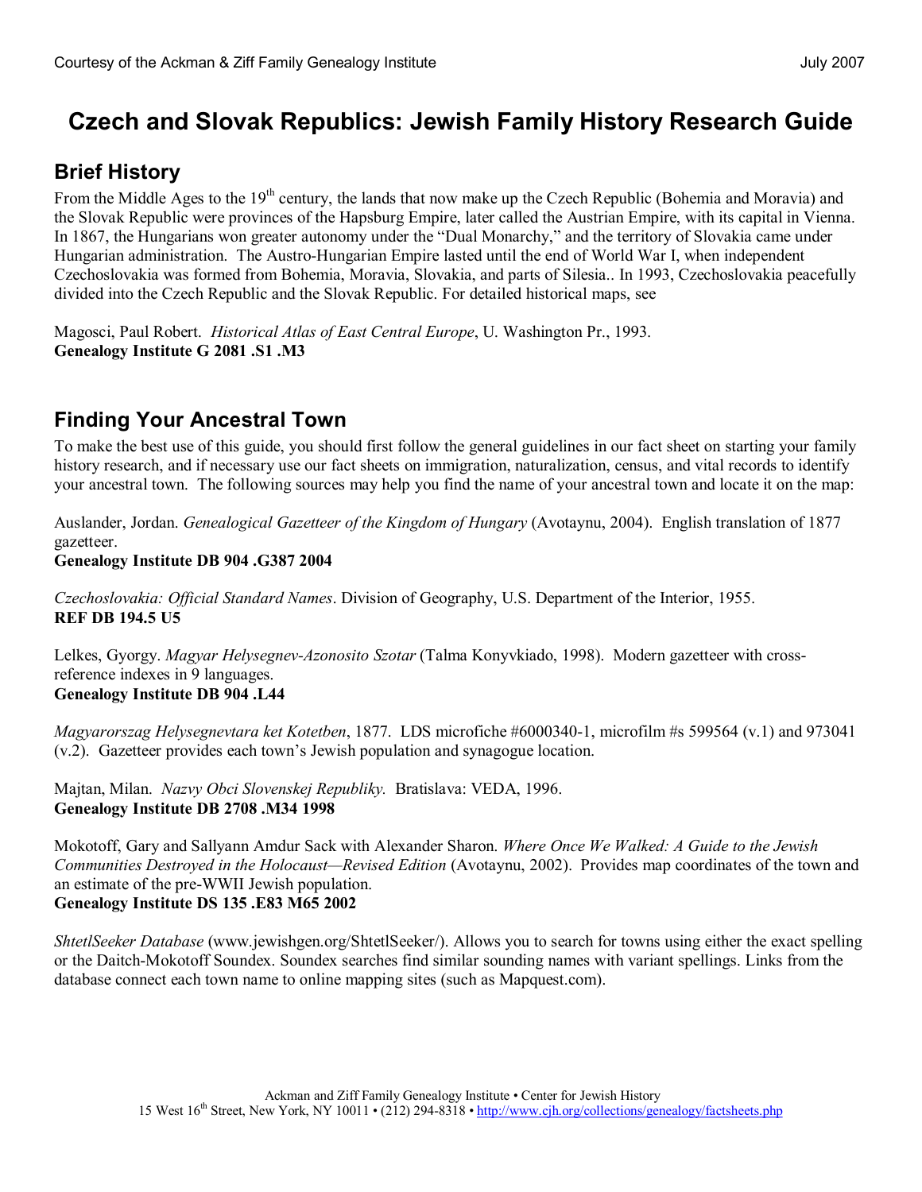# Czech and Slovak Republics: Jewish Family History Research Guide

## Brief History

From the Middle Ages to the 19th century, the lands that now make up the Czech Republic (Bohemia and Moravia) and the Slovak Republic were provinces of the Hapsburg Empire, later called the Austrian Empire, with its capital in Vienna. In 1867, the Hungarians won greater autonomy under the "Dual Monarchy," and the territory of Slovakia came under Hungarian administration. The Austro-Hungarian Empire lasted until the end of World War I, when independent Czechoslovakia was formed from Bohemia, Moravia, Slovakia, and parts of Silesia.. In 1993, Czechoslovakia peacefully divided into the Czech Republic and the Slovak Republic. For detailed historical maps, see

Magosci, Paul Robert. *Historical Atlas of East Central Europe*, U. Washington Pr., 1993.
**Genealogy Institute G 2081 .S1 .M3**

## Finding Your Ancestral Town

To make the best use of this guide, you should first follow the general guidelines in our fact sheet on starting your family history research, and if necessary use our fact sheets on immigration, naturalization, census, and vital records to identify your ancestral town. The following sources may help you find the name of your ancestral town and locate it on the map:

Auslander, Jordan. *Genealogical Gazetteer of the Kingdom of Hungary* (Avotaynu, 2004). English translation of 1877 gazetteer.
**Genealogy Institute DB 904 .G387 2004**

*Czechoslovakia: Official Standard Names*. Division of Geography, U.S. Department of the Interior, 1955.
**REF DB 194.5 U5**

Lelkes, Gyorgy. *Magyar Helysegnev-Azonosito Szotar* (Talma Konyvkiado, 1998). Modern gazetteer with cross-reference indexes in 9 languages.
**Genealogy Institute DB 904 .L44**

*Magyarorszag Helysegnevtara ket Kotetben*, 1877. LDS microfiche #6000340-1, microfilm #s 599564 (v.1) and 973041 (v.2). Gazetteer provides each town's Jewish population and synagogue location.

Majtan, Milan. *Nazvy Obci Slovenskej Republiky.* Bratislava: VEDA, 1996.
**Genealogy Institute DB 2708 .M34 1998**

Mokotoff, Gary and Sallyann Amdur Sack with Alexander Sharon. *Where Once We Walked: A Guide to the Jewish Communities Destroyed in the Holocaust—Revised Edition* (Avotaynu, 2002). Provides map coordinates of the town and an estimate of the pre-WWII Jewish population.
**Genealogy Institute DS 135 .E83 M65 2002**

*ShtetlSeeker Database* (www.jewishgen.org/ShtetlSeeker/). Allows you to search for towns using either the exact spelling or the Daitch-Mokotoff Soundex. Soundex searches find similar sounding names with variant spellings. Links from the database connect each town name to online mapping sites (such as Mapquest.com).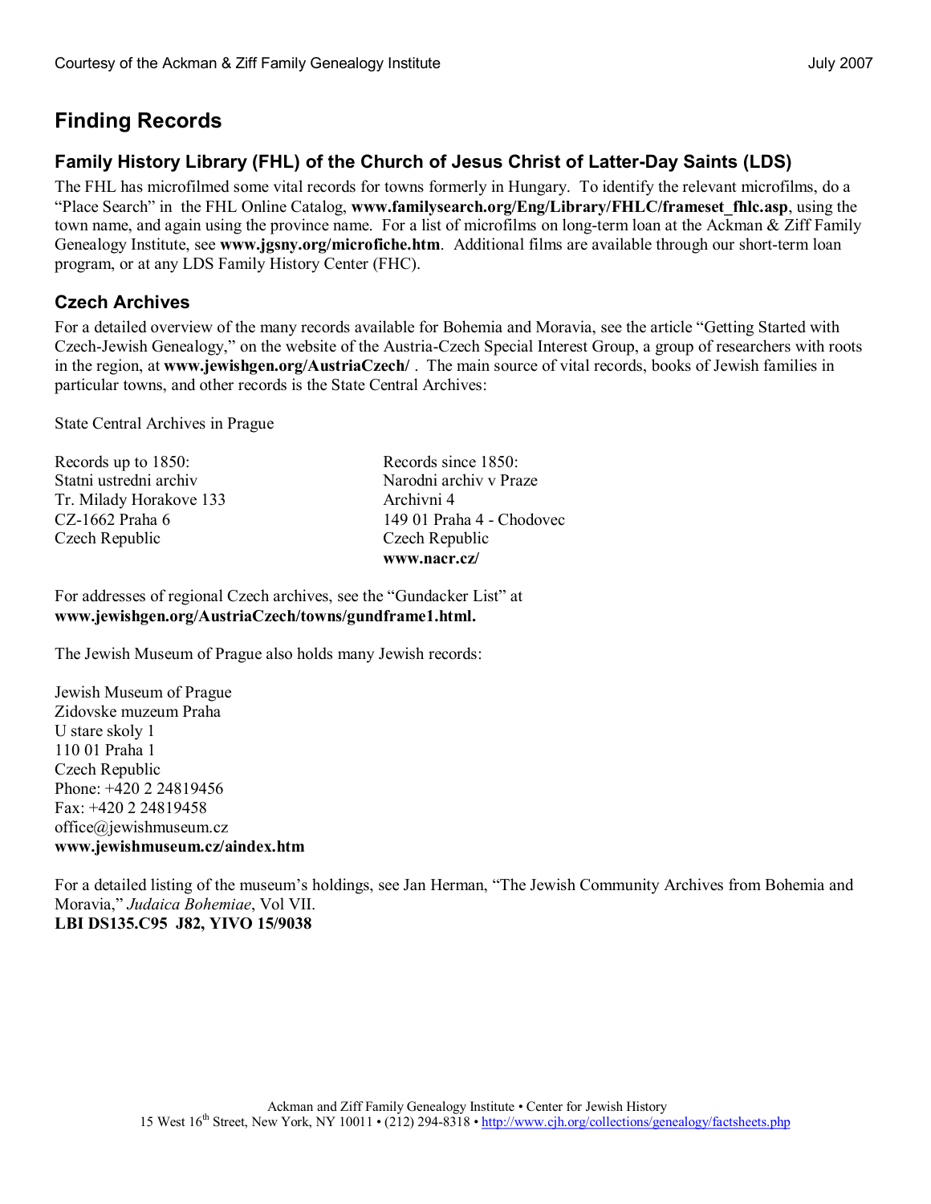# Finding Records

## Family History Library (FHL) of the Church of Jesus Christ of Latter-Day Saints (LDS)

The FHL has microfilmed some vital records for towns formerly in Hungary. To identify the relevant microfilms, do a "Place Search" in the FHL Online Catalog, **www.familysearch.org/Eng/Library/FHLC/frameset_fhlc.asp**, using the town name, and again using the province name. For a list of microfilms on long-term loan at the Ackman & Ziff Family Genealogy Institute, see **www.jgsny.org/microfiche.htm**. Additional films are available through our short-term loan program, or at any LDS Family History Center (FHC).

## Czech Archives

For a detailed overview of the many records available for Bohemia and Moravia, see the article "Getting Started with Czech-Jewish Genealogy," on the website of the Austria-Czech Special Interest Group, a group of researchers with roots in the region, at **www.jewishgen.org/AustriaCzech/** . The main source of vital records, books of Jewish families in particular towns, and other records is the State Central Archives:

State Central Archives in Prague

Records up to 1850:
Statni ustredni archiv
Tr. Milady Horakove 133
CZ-1662 Praha 6
Czech Republic

Records since 1850:
Narodni archiv v Praze
Archivni 4
149 01 Praha 4 - Chodovec
Czech Republic
**www.nacr.cz/**

For addresses of regional Czech archives, see the "Gundacker List" at **www.jewishgen.org/AustriaCzech/towns/gundframe1.html.**

The Jewish Museum of Prague also holds many Jewish records:

Jewish Museum of Prague
Zidovske muzeum Praha
U stare skoly 1
110 01 Praha 1
Czech Republic
Phone: +420 2 24819456
Fax: +420 2 24819458
office@jewishmuseum.cz
**www.jewishmuseum.cz/aindex.htm**

For a detailed listing of the museum's holdings, see Jan Herman, "The Jewish Community Archives from Bohemia and Moravia," *Judaica Bohemiae*, Vol VII.
**LBI DS135.C95 J82, YIVO 15/9038**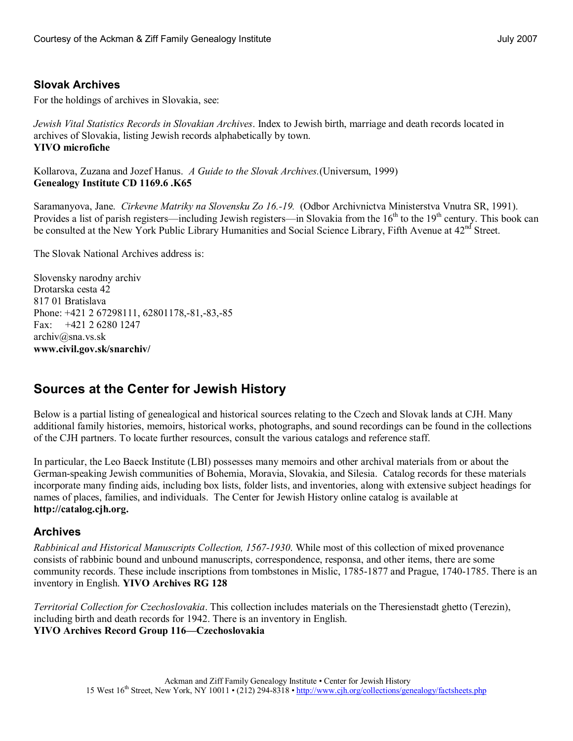## Slovak Archives

For the holdings of archives in Slovakia, see:

*Jewish Vital Statistics Records in Slovakian Archives*. Index to Jewish birth, marriage and death records located in archives of Slovakia, listing Jewish records alphabetically by town.
**YIVO microfiche**

Kollarova, Zuzana and Jozef Hanus. *A Guide to the Slovak Archives.*(Universum, 1999)
**Genealogy Institute CD 1169.6 .K65**

Saramanyova, Jane. *Cirkevne Matriky na Slovensku Zo 16.-19.* (Odbor Archivnictva Ministerstva Vnutra SR, 1991). Provides a list of parish registers—including Jewish registers—in Slovakia from the 16th to the 19th century. This book can be consulted at the New York Public Library Humanities and Social Science Library, Fifth Avenue at 42nd Street.

The Slovak National Archives address is:

Slovensky narodny archiv
Drotarska cesta 42
817 01 Bratislava
Phone: +421 2 67298111, 62801178,-81,-83,-85
Fax: +421 2 6280 1247
archiv@sna.vs.sk
**www.civil.gov.sk/snarchiv/**

# Sources at the Center for Jewish History

Below is a partial listing of genealogical and historical sources relating to the Czech and Slovak lands at CJH. Many additional family histories, memoirs, historical works, photographs, and sound recordings can be found in the collections of the CJH partners. To locate further resources, consult the various catalogs and reference staff.

In particular, the Leo Baeck Institute (LBI) possesses many memoirs and other archival materials from or about the German-speaking Jewish communities of Bohemia, Moravia, Slovakia, and Silesia. Catalog records for these materials incorporate many finding aids, including box lists, folder lists, and inventories, along with extensive subject headings for names of places, families, and individuals. The Center for Jewish History online catalog is available at **http://catalog.cjh.org.**

## Archives

*Rabbinical and Historical Manuscripts Collection, 1567-1930.* While most of this collection of mixed provenance consists of rabbinic bound and unbound manuscripts, correspondence, responsa, and other items, there are some community records. These include inscriptions from tombstones in Mislic, 1785-1877 and Prague, 1740-1785. There is an inventory in English. **YIVO Archives RG 128**

*Territorial Collection for Czechoslovakia*. This collection includes materials on the Theresienstadt ghetto (Terezin), including birth and death records for 1942. There is an inventory in English.
**YIVO Archives Record Group 116—Czechoslovakia**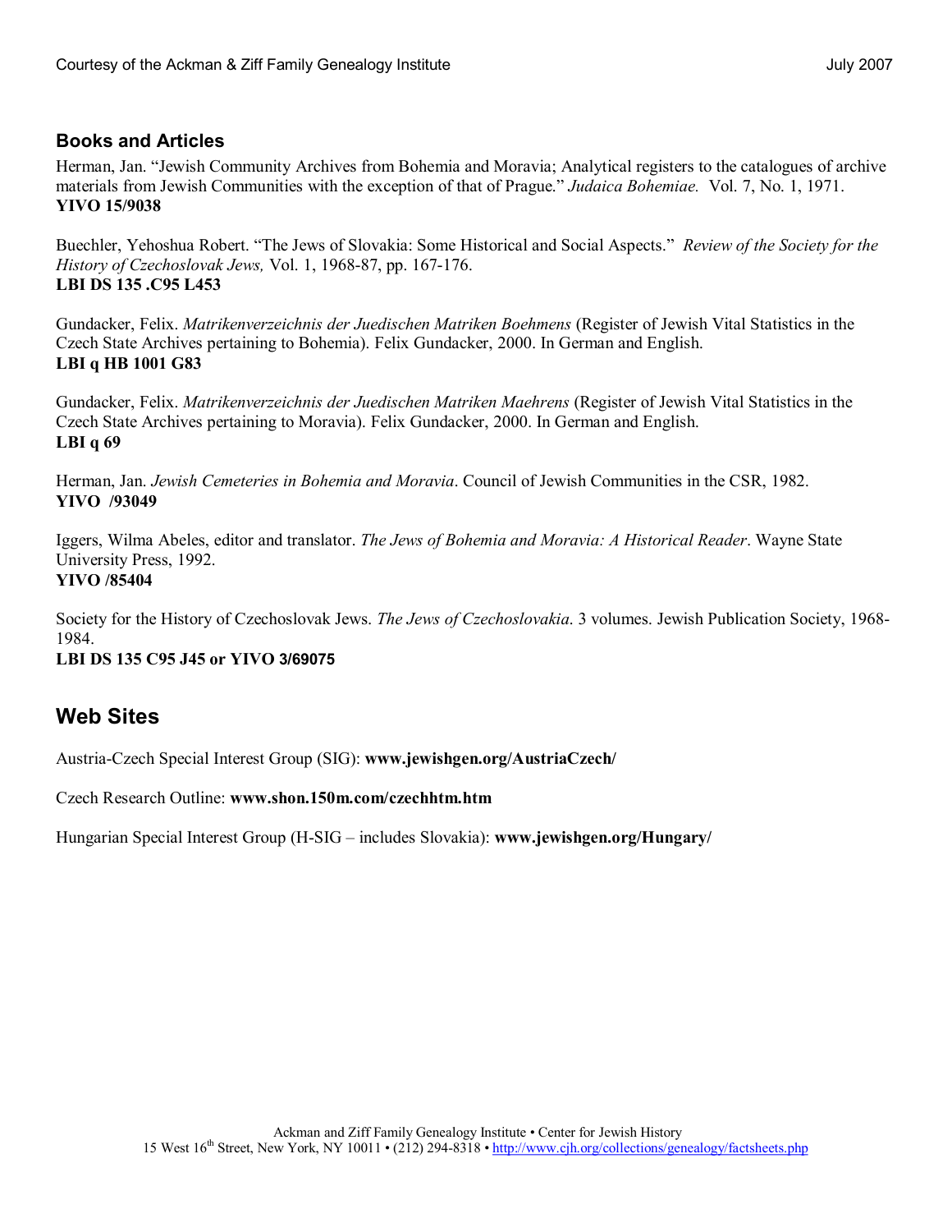## Books and Articles

Herman, Jan. "Jewish Community Archives from Bohemia and Moravia; Analytical registers to the catalogues of archive materials from Jewish Communities with the exception of that of Prague." *Judaica Bohemiae.* Vol. 7, No. 1, 1971.
**YIVO 15/9038**

Buechler, Yehoshua Robert. "The Jews of Slovakia: Some Historical and Social Aspects." *Review of the Society for the History of Czechoslovak Jews,* Vol. 1, 1968-87, pp. 167-176.
**LBI DS 135 .C95 L453**

Gundacker, Felix. *Matrikenverzeichnis der Juedischen Matriken Boehmens* (Register of Jewish Vital Statistics in the Czech State Archives pertaining to Bohemia). Felix Gundacker, 2000. In German and English.
**LBI q HB 1001 G83**

Gundacker, Felix. *Matrikenverzeichnis der Juedischen Matriken Maehrens* (Register of Jewish Vital Statistics in the Czech State Archives pertaining to Moravia). Felix Gundacker, 2000. In German and English.
**LBI q 69**

Herman, Jan. *Jewish Cemeteries in Bohemia and Moravia*. Council of Jewish Communities in the CSR, 1982.
**YIVO /93049**

Iggers, Wilma Abeles, editor and translator. *The Jews of Bohemia and Moravia: A Historical Reader*. Wayne State University Press, 1992.
**YIVO /85404**

Society for the History of Czechoslovak Jews. *The Jews of Czechoslovakia*. 3 volumes. Jewish Publication Society, 1968-1984.
**LBI DS 135 C95 J45 or YIVO 3/69075**

## Web Sites

Austria-Czech Special Interest Group (SIG): **www.jewishgen.org/AustriaCzech/**

Czech Research Outline: **www.shon.150m.com/czechhtm.htm**

Hungarian Special Interest Group (H-SIG – includes Slovakia): **www.jewishgen.org/Hungary/**